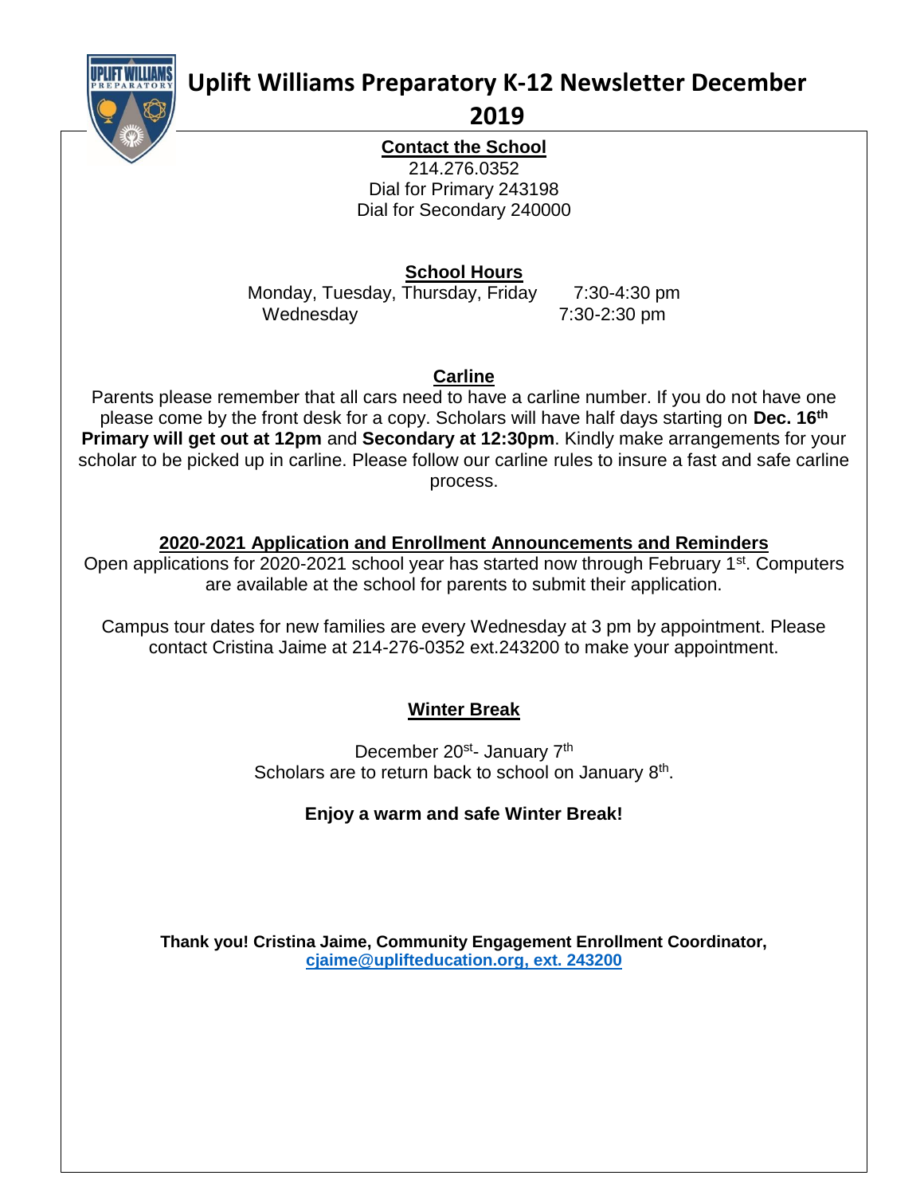# Uplift Williams Preparatory K-12 Newsletter December 2019

## Contact the School

214.276.0352
Dial for Primary 243198
Dial for Secondary 240000

## School Hours

| | |
|---|---|
| Monday, Tuesday, Thursday, Friday | 7:30-4:30 pm |
| Wednesday | 7:30-2:30 pm |

## Carline

Parents please remember that all cars need to have a carline number. If you do not have one please come by the front desk for a copy. Scholars will have half days starting on **Dec. 16th Primary will get out at 12pm** and **Secondary at 12:30pm**. Kindly make arrangements for your scholar to be picked up in carline. Please follow our carline rules to insure a fast and safe carline process.

## 2020-2021 Application and Enrollment Announcements and Reminders

Open applications for 2020-2021 school year has started now through February 1st. Computers are available at the school for parents to submit their application.

Campus tour dates for new families are every Wednesday at 3 pm by appointment. Please contact Cristina Jaime at 214-276-0352 ext.243200 to make your appointment.

## Winter Break

December 20st- January 7th
Scholars are to return back to school on January 8th.

**Enjoy a warm and safe Winter Break!**

**Thank you! Cristina Jaime, Community Engagement Enrollment Coordinator, cjaime@uplifteducation.org, ext. 243200**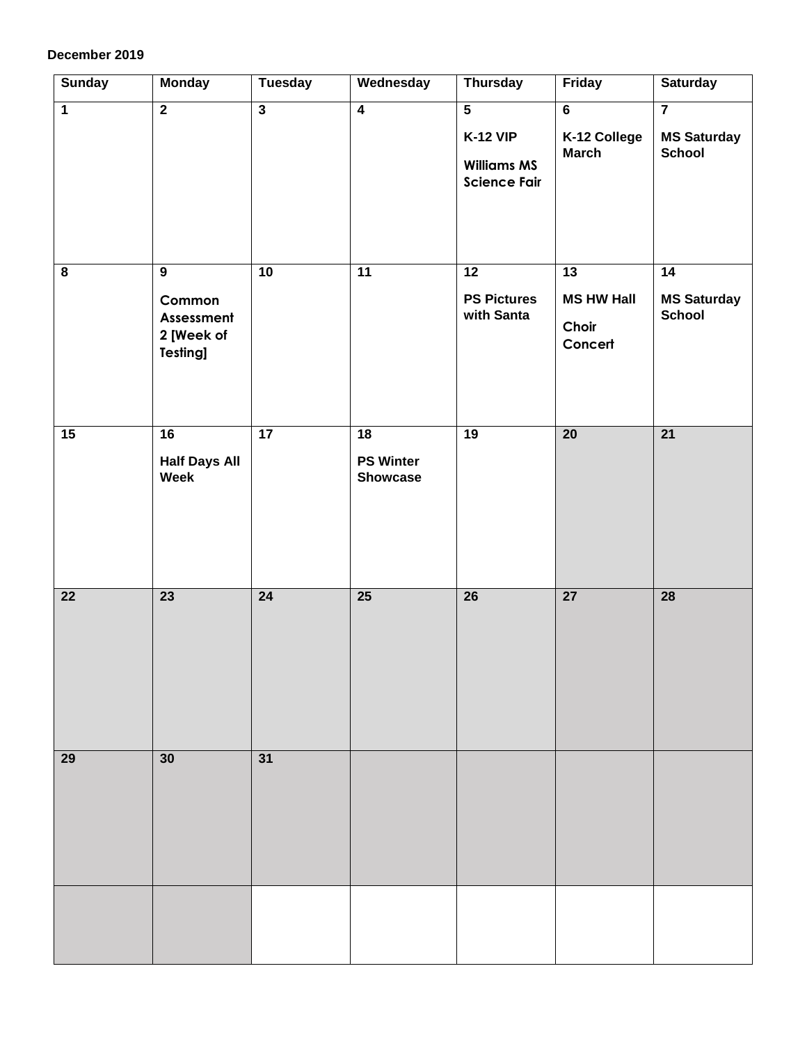**December 2019**

| Sunday | Monday | Tuesday | Wednesday | Thursday | Friday | Saturday |
|---|---|---|---|---|---|---|
| **1** | **2** | **3** | **4** | **5**<br>**K-12 VIP**<br>**Williams MS Science Fair** | **6**<br>**K-12 College March** | **7**<br>**MS Saturday School** |
| **8** | **9**<br>**Common Assessment 2 [Week of Testing]** | **10** | **11** | **12**<br>**PS Pictures with Santa** | **13**<br>**MS HW Hall**<br>**Choir Concert** | **14**<br>**MS Saturday School** |
| **15** | **16**<br>**Half Days All Week** | **17** | **18**<br>**PS Winter Showcase** | **19** | **20** | **21** |
| **22** | **23** | **24** | **25** | **26** | **27** | **28** |
| **29** | **30** | **31** | | | | |
| | | | | | | |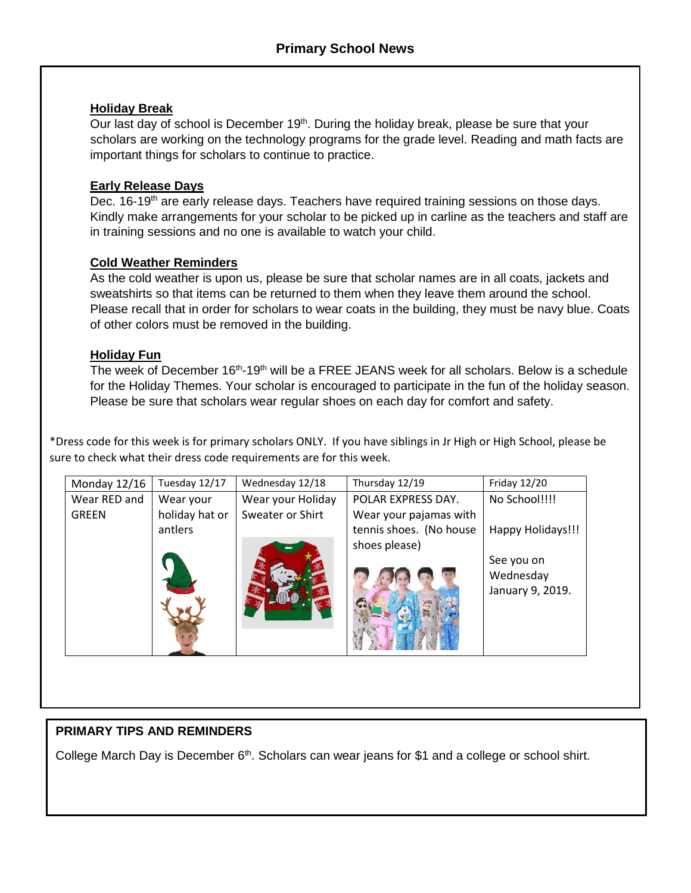## Primary School News

### Holiday Break

Our last day of school is December 19th. During the holiday break, please be sure that your scholars are working on the technology programs for the grade level. Reading and math facts are important things for scholars to continue to practice.

### Early Release Days

Dec. 16-19th are early release days. Teachers have required training sessions on those days. Kindly make arrangements for your scholar to be picked up in carline as the teachers and staff are in training sessions and no one is available to watch your child.

### Cold Weather Reminders

As the cold weather is upon us, please be sure that scholar names are in all coats, jackets and sweatshirts so that items can be returned to them when they leave them around the school. Please recall that in order for scholars to wear coats in the building, they must be navy blue. Coats of other colors must be removed in the building.

### Holiday Fun

The week of December 16th-19th will be a FREE JEANS week for all scholars. Below is a schedule for the Holiday Themes. Your scholar is encouraged to participate in the fun of the holiday season. Please be sure that scholars wear regular shoes on each day for comfort and safety.

*Dress code for this week is for primary scholars ONLY. If you have siblings in Jr High or High School, please be sure to check what their dress code requirements are for this week.

| Monday 12/16 | Tuesday 12/17 | Wednesday 12/18 | Thursday 12/19 | Friday 12/20 |
|---|---|---|---|---|
| Wear RED and GREEN | Wear your holiday hat or antlers | Wear your Holiday Sweater or Shirt | POLAR EXPRESS DAY. Wear your pajamas with tennis shoes. (No house shoes please) | No School!!!! Happy Holidays!!! See you on Wednesday January 9, 2019. |

## PRIMARY TIPS AND REMINDERS

College March Day is December 6th. Scholars can wear jeans for $1 and a college or school shirt.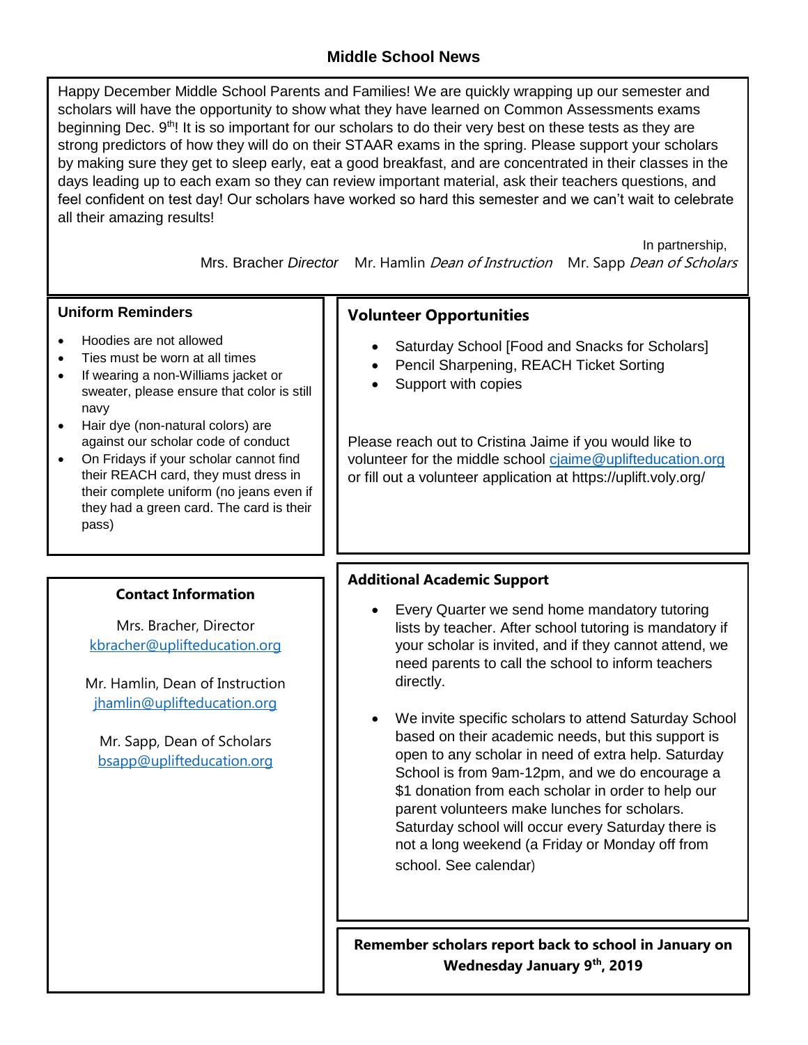# Middle School News

Happy December Middle School Parents and Families! We are quickly wrapping up our semester and scholars will have the opportunity to show what they have learned on Common Assessments exams beginning Dec. 9th! It is so important for our scholars to do their very best on these tests as they are strong predictors of how they will do on their STAAR exams in the spring. Please support your scholars by making sure they get to sleep early, eat a good breakfast, and are concentrated in their classes in the days leading up to each exam so they can review important material, ask their teachers questions, and feel confident on test day! Our scholars have worked so hard this semester and we can't wait to celebrate all their amazing results!

In partnership,

Mrs. Bracher *Director* Mr. Hamlin *Dean of Instruction* Mr. Sapp *Dean of Scholars*

### Uniform Reminders

- Hoodies are not allowed
- Ties must be worn at all times
- If wearing a non-Williams jacket or sweater, please ensure that color is still navy
- Hair dye (non-natural colors) are against our scholar code of conduct
- On Fridays if your scholar cannot find their REACH card, they must dress in their complete uniform (no jeans even if they had a green card. The card is their pass)

### Volunteer Opportunities

- Saturday School [Food and Snacks for Scholars]
- Pencil Sharpening, REACH Ticket Sorting
- Support with copies

Please reach out to Cristina Jaime if you would like to volunteer for the middle school cjaime@uplifteducation.org or fill out a volunteer application at https://uplift.voly.org/

### Contact Information

Mrs. Bracher, Director
kbracher@uplifteducation.org

Mr. Hamlin, Dean of Instruction
jhamlin@uplifteducation.org

Mr. Sapp, Dean of Scholars
bsapp@uplifteducation.org

### Additional Academic Support

- Every Quarter we send home mandatory tutoring lists by teacher. After school tutoring is mandatory if your scholar is invited, and if they cannot attend, we need parents to call the school to inform teachers directly.
- We invite specific scholars to attend Saturday School based on their academic needs, but this support is open to any scholar in need of extra help. Saturday School is from 9am-12pm, and we do encourage a $1 donation from each scholar in order to help our parent volunteers make lunches for scholars. Saturday school will occur every Saturday there is not a long weekend (a Friday or Monday off from school. See calendar)

**Remember scholars report back to school in January on Wednesday January 9th, 2019**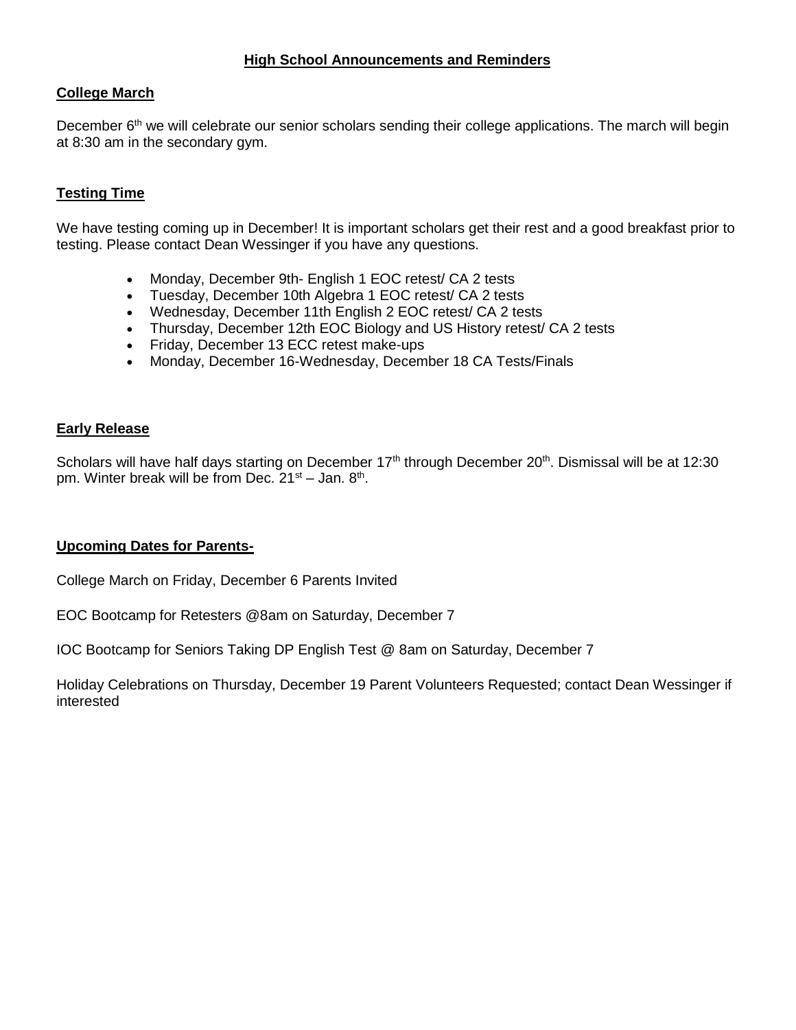# High School Announcements and Reminders

## College March

December 6th we will celebrate our senior scholars sending their college applications. The march will begin at 8:30 am in the secondary gym.

## Testing Time

We have testing coming up in December! It is important scholars get their rest and a good breakfast prior to testing. Please contact Dean Wessinger if you have any questions.

- Monday, December 9th- English 1 EOC retest/ CA 2 tests
- Tuesday, December 10th Algebra 1 EOC retest/ CA 2 tests
- Wednesday, December 11th English 2 EOC retest/ CA 2 tests
- Thursday, December 12th EOC Biology and US History retest/ CA 2 tests
- Friday, December 13 ECC retest make-ups
- Monday, December 16-Wednesday, December 18 CA Tests/Finals

## Early Release

Scholars will have half days starting on December 17th through December 20th. Dismissal will be at 12:30 pm. Winter break will be from Dec. 21st – Jan. 8th.

## Upcoming Dates for Parents-

College March on Friday, December 6 Parents Invited

EOC Bootcamp for Retesters @8am on Saturday, December 7

IOC Bootcamp for Seniors Taking DP English Test @ 8am on Saturday, December 7

Holiday Celebrations on Thursday, December 19 Parent Volunteers Requested; contact Dean Wessinger if interested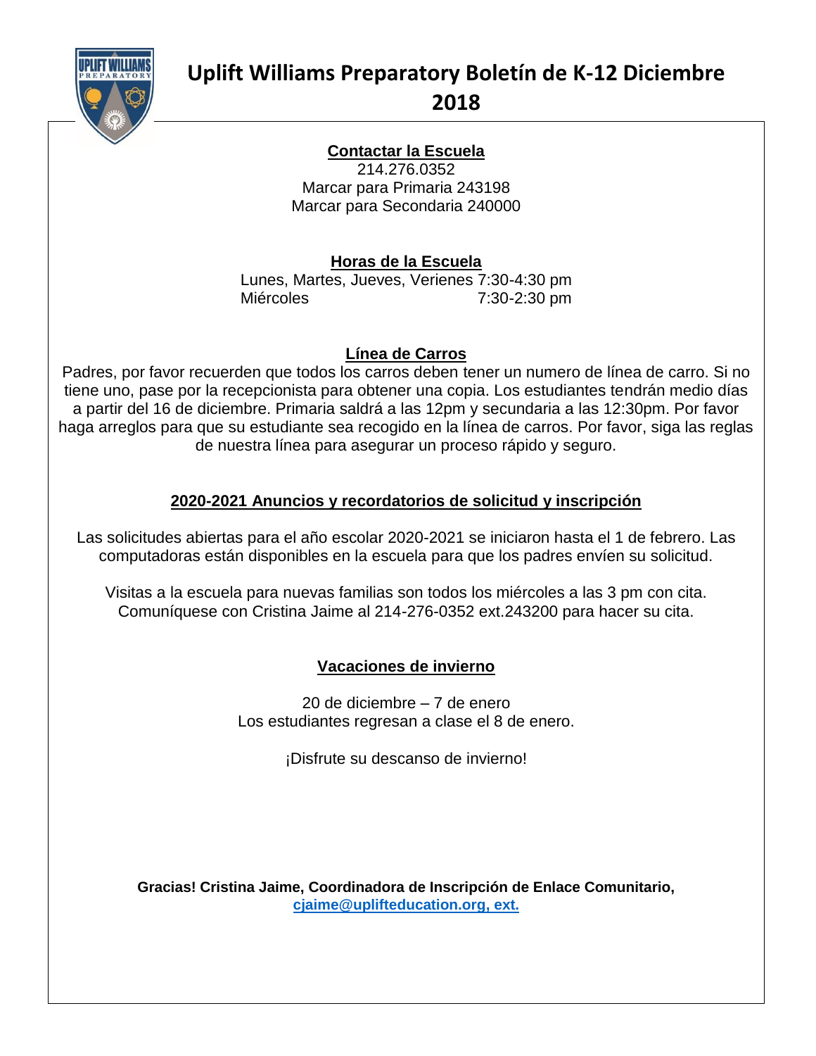# Uplift Williams Preparatory Boletín de K-12 Diciembre 2018

## Contactar la Escuela

214.276.0352
Marcar para Primaria 243198
Marcar para Secondaria 240000

## Horas de la Escuela

Lunes, Martes, Jueves, Verienes 7:30-4:30 pm
Miércoles 7:30-2:30 pm

## Línea de Carros

Padres, por favor recuerden que todos los carros deben tener un numero de línea de carro. Si no tiene uno, pase por la recepcionista para obtener una copia. Los estudiantes tendrán medio días a partir del 16 de diciembre. Primaria saldrá a las 12pm y secundaria a las 12:30pm. Por favor haga arreglos para que su estudiante sea recogido en la línea de carros. Por favor, siga las reglas de nuestra línea para asegurar un proceso rápido y seguro.

## 2020-2021 Anuncios y recordatorios de solicitud y inscripción

Las solicitudes abiertas para el año escolar 2020-2021 se iniciaron hasta el 1 de febrero. Las computadoras están disponibles en la escuela para que los padres envíen su solicitud.

Visitas a la escuela para nuevas familias son todos los miércoles a las 3 pm con cita. Comuníquese con Cristina Jaime al 214-276-0352 ext.243200 para hacer su cita.

## Vacaciones de invierno

20 de diciembre – 7 de enero
Los estudiantes regresan a clase el 8 de enero.

¡Disfrute su descanso de invierno!

**Gracias! Cristina Jaime, Coordinadora de Inscripción de Enlace Comunitario,**
**cjaime@uplifteducation.org, ext.**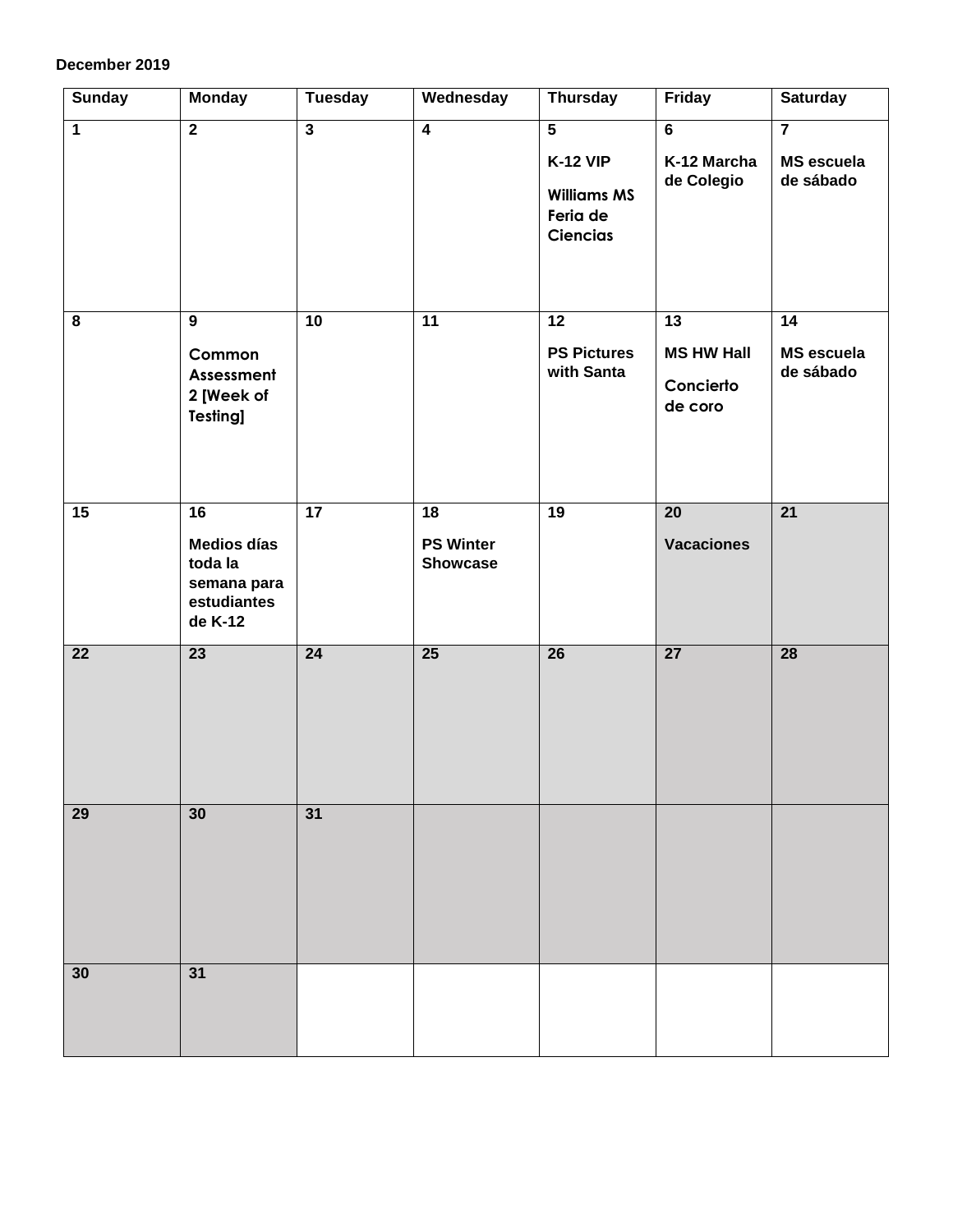**December 2019**

| Sunday | Monday | Tuesday | Wednesday | Thursday | Friday | Saturday |
|---|---|---|---|---|---|---|
| 1 | 2 | 3 | 4 | 5<br>K-12 VIP<br>Williams MS Feria de Ciencias | 6<br>K-12 Marcha de Colegio | 7<br>MS escuela de sábado |
| 8 | 9<br>Common Assessment 2 [Week of Testing] | 10 | 11 | 12<br>PS Pictures with Santa | 13<br>MS HW Hall<br>Concierto de coro | 14<br>MS escuela de sábado |
| 15 | 16<br>Medios días toda la semana para estudiantes de K-12 | 17 | 18<br>PS Winter Showcase | 19 | 20<br>Vacaciones | 21 |
| 22 | 23 | 24 | 25 | 26 | 27 | 28 |
| 29 | 30 | 31 | | | | |
| 30 | 31 | | | | | |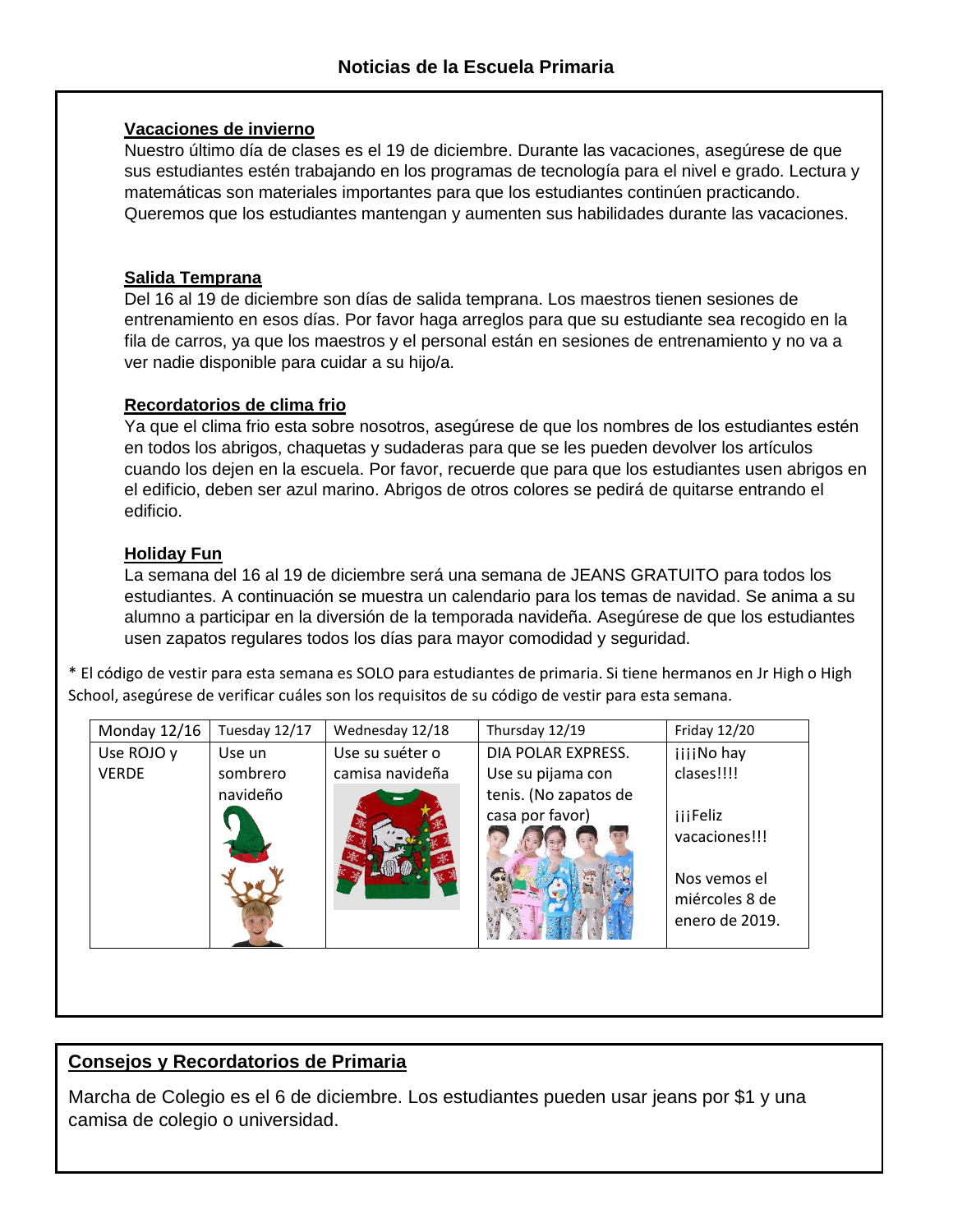# Noticias de la Escuela Primaria

## Vacaciones de invierno

Nuestro último día de clases es el 19 de diciembre. Durante las vacaciones, asegúrese de que sus estudiantes estén trabajando en los programas de tecnología para el nivel e grado. Lectura y matemáticas son materiales importantes para que los estudiantes continúen practicando. Queremos que los estudiantes mantengan y aumenten sus habilidades durante las vacaciones.

## Salida Temprana

Del 16 al 19 de diciembre son días de salida temprana. Los maestros tienen sesiones de entrenamiento en esos días. Por favor haga arreglos para que su estudiante sea recogido en la fila de carros, ya que los maestros y el personal están en sesiones de entrenamiento y no va a ver nadie disponible para cuidar a su hijo/a.

## Recordatorios de clima frio

Ya que el clima frio esta sobre nosotros, asegúrese de que los nombres de los estudiantes estén en todos los abrigos, chaquetas y sudaderas para que se les pueden devolver los artículos cuando los dejen en la escuela. Por favor, recuerde que para que los estudiantes usen abrigos en el edificio, deben ser azul marino. Abrigos de otros colores se pedirá de quitarse entrando el edificio.

## Holiday Fun

La semana del 16 al 19 de diciembre será una semana de JEANS GRATUITO para todos los estudiantes. A continuación se muestra un calendario para los temas de navidad. Se anima a su alumno a participar en la diversión de la temporada navideña. Asegúrese de que los estudiantes usen zapatos regulares todos los días para mayor comodidad y seguridad.

* El código de vestir para esta semana es SOLO para estudiantes de primaria. Si tiene hermanos en Jr High o High School, asegúrese de verificar cuáles son los requisitos de su código de vestir para esta semana.

| Monday 12/16 | Tuesday 12/17 | Wednesday 12/18 | Thursday 12/19 | Friday 12/20 |
|---|---|---|---|---|
| Use ROJO y VERDE | Use un sombrero navideño | Use su suéter o camisa navideña | DIA POLAR EXPRESS. Use su pijama con tenis. (No zapatos de casa por favor) | ¡¡¡¡No hay clases!!!! ¡¡¡Feliz vacaciones!!! Nos vemos el miércoles 8 de enero de 2019. |

## Consejos y Recordatorios de Primaria

Marcha de Colegio es el 6 de diciembre. Los estudiantes pueden usar jeans por $1 y una camisa de colegio o universidad.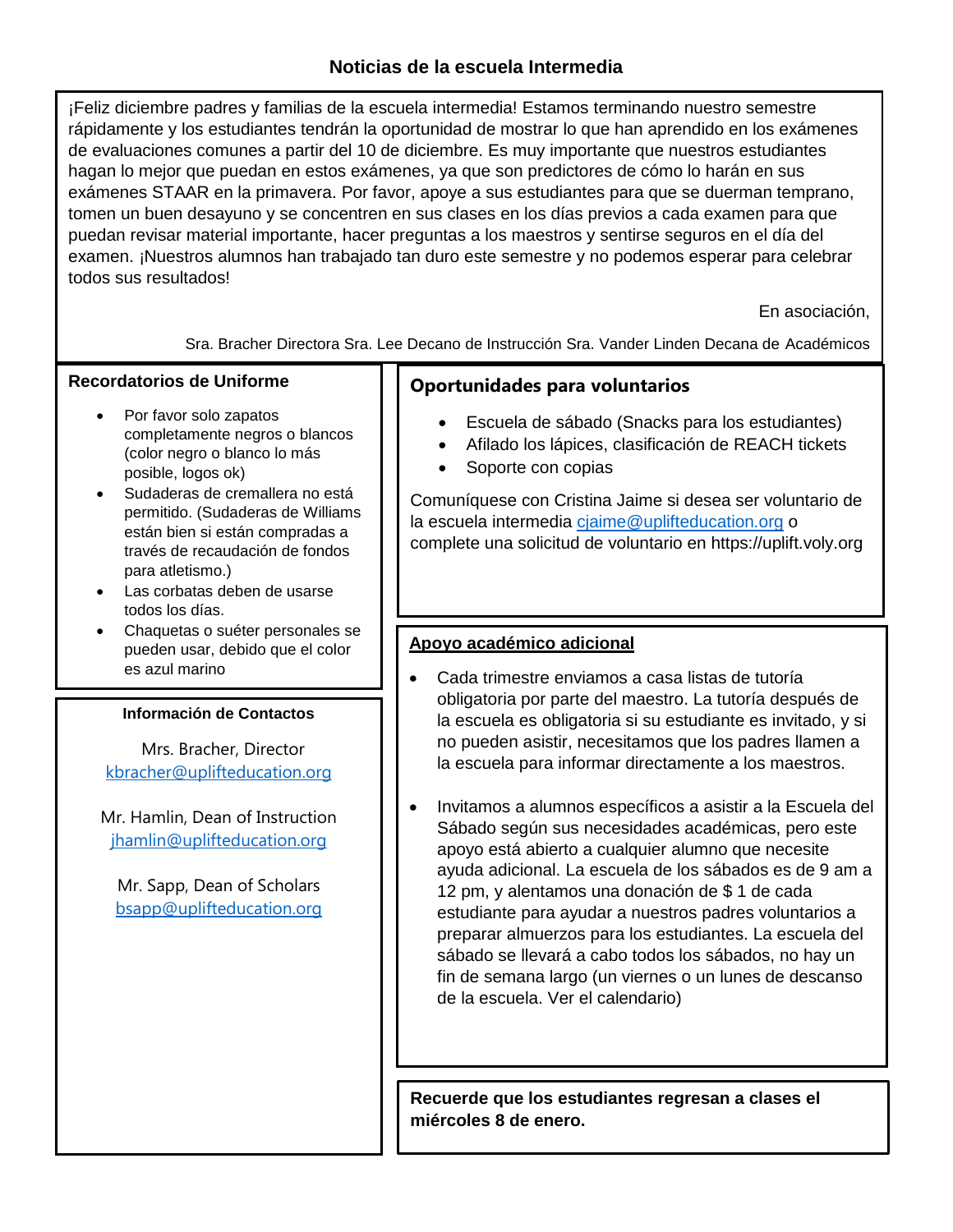# Noticias de la escuela Intermedia

¡Feliz diciembre padres y familias de la escuela intermedia! Estamos terminando nuestro semestre rápidamente y los estudiantes tendrán la oportunidad de mostrar lo que han aprendido en los exámenes de evaluaciones comunes a partir del 10 de diciembre. Es muy importante que nuestros estudiantes hagan lo mejor que puedan en estos exámenes, ya que son predictores de cómo lo harán en sus exámenes STAAR en la primavera. Por favor, apoye a sus estudiantes para que se duerman temprano, tomen un buen desayuno y se concentren en sus clases en los días previos a cada examen para que puedan revisar material importante, hacer preguntas a los maestros y sentirse seguros en el día del examen. ¡Nuestros alumnos han trabajado tan duro este semestre y no podemos esperar para celebrar todos sus resultados!

En asociación,

Sra. Bracher Directora Sra. Lee Decano de Instrucción Sra. Vander Linden Decana de Académicos

## Recordatorios de Uniforme

- Por favor solo zapatos completamente negros o blancos (color negro o blanco lo más posible, logos ok)
- Sudaderas de cremallera no está permitido. (Sudaderas de Williams están bien si están compradas a través de recaudación de fondos para atletismo.)
- Las corbatas deben de usarse todos los días.
- Chaquetas o suéter personales se pueden usar, debido que el color es azul marino

## Información de Contactos

Mrs. Bracher, Director
kbracher@uplifteducation.org

Mr. Hamlin, Dean of Instruction
jhamlin@uplifteducation.org

Mr. Sapp, Dean of Scholars
bsapp@uplifteducation.org

## Oportunidades para voluntarios

- Escuela de sábado (Snacks para los estudiantes)
- Afilado los lápices, clasificación de REACH tickets
- Soporte con copias

Comuníquese con Cristina Jaime si desea ser voluntario de la escuela intermedia cjaime@uplifteducation.org o complete una solicitud de voluntario en https://uplift.voly.org

## Apoyo académico adicional

- Cada trimestre enviamos a casa listas de tutoría obligatoria por parte del maestro. La tutoría después de la escuela es obligatoria si su estudiante es invitado, y si no pueden asistir, necesitamos que los padres llamen a la escuela para informar directamente a los maestros.
- Invitamos a alumnos específicos a asistir a la Escuela del Sábado según sus necesidades académicas, pero este apoyo está abierto a cualquier alumno que necesite ayuda adicional. La escuela de los sábados es de 9 am a 12 pm, y alentamos una donación de $ 1 de cada estudiante para ayudar a nuestros padres voluntarios a preparar almuerzos para los estudiantes. La escuela del sábado se llevará a cabo todos los sábados, no hay un fin de semana largo (un viernes o un lunes de descanso de la escuela. Ver el calendario)

**Recuerde que los estudiantes regresan a clases el miércoles 8 de enero.**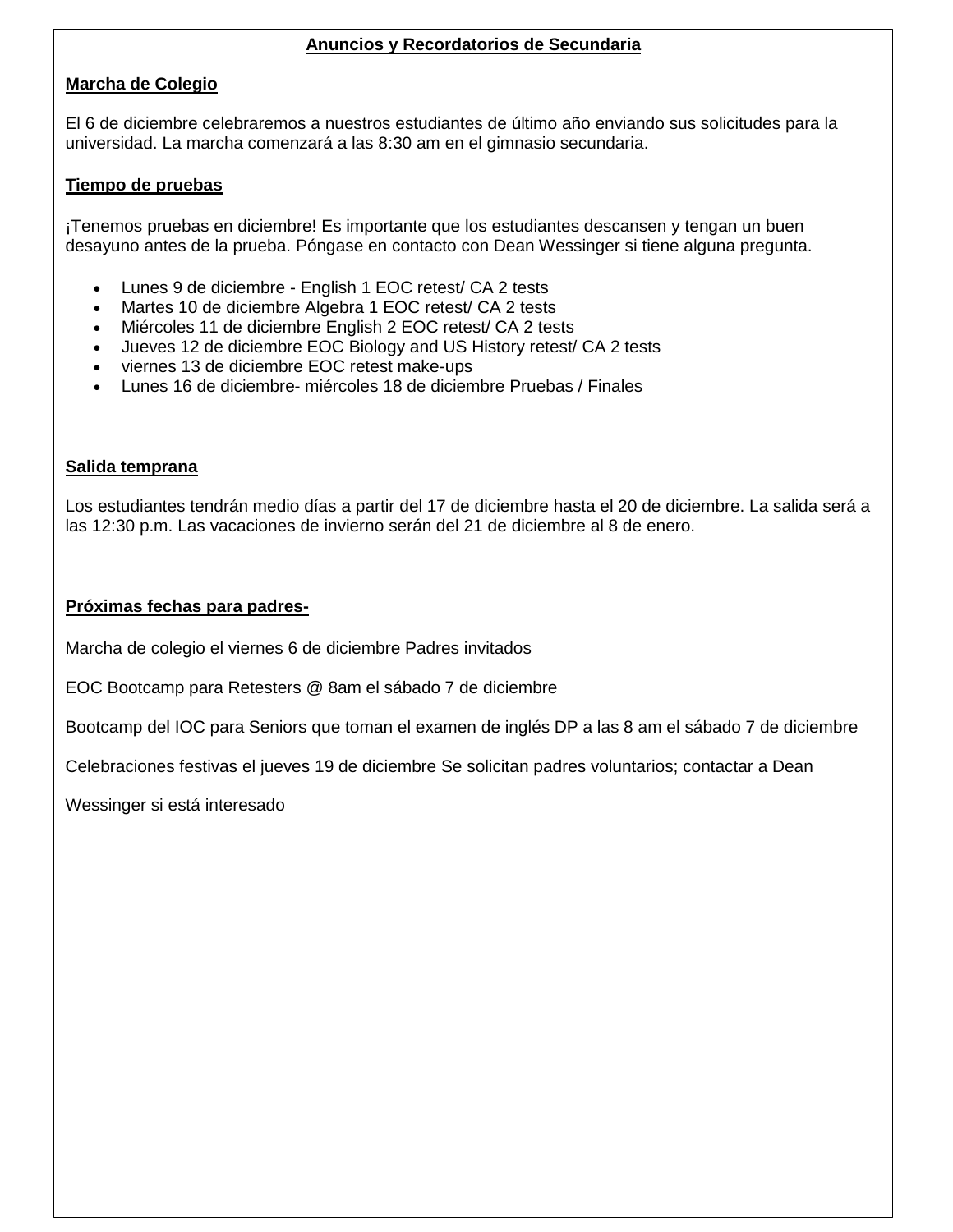## Anuncios y Recordatorios de Secundaria

### Marcha de Colegio

El 6 de diciembre celebraremos a nuestros estudiantes de último año enviando sus solicitudes para la universidad. La marcha comenzará a las 8:30 am en el gimnasio secundaria.

### Tiempo de pruebas

¡Tenemos pruebas en diciembre! Es importante que los estudiantes descansen y tengan un buen desayuno antes de la prueba. Póngase en contacto con Dean Wessinger si tiene alguna pregunta.

- Lunes 9 de diciembre - English 1 EOC retest/ CA 2 tests
- Martes 10 de diciembre Algebra 1 EOC retest/ CA 2 tests
- Miércoles 11 de diciembre English 2 EOC retest/ CA 2 tests
- Jueves 12 de diciembre EOC Biology and US History retest/ CA 2 tests
- viernes 13 de diciembre EOC retest make-ups
- Lunes 16 de diciembre- miércoles 18 de diciembre Pruebas / Finales

### Salida temprana

Los estudiantes tendrán medio días a partir del 17 de diciembre hasta el 20 de diciembre. La salida será a las 12:30 p.m. Las vacaciones de invierno serán del 21 de diciembre al 8 de enero.

### Próximas fechas para padres-

Marcha de colegio el viernes 6 de diciembre Padres invitados

EOC Bootcamp para Retesters @ 8am el sábado 7 de diciembre

Bootcamp del IOC para Seniors que toman el examen de inglés DP a las 8 am el sábado 7 de diciembre

Celebraciones festivas el jueves 19 de diciembre Se solicitan padres voluntarios; contactar a Dean Wessinger si está interesado